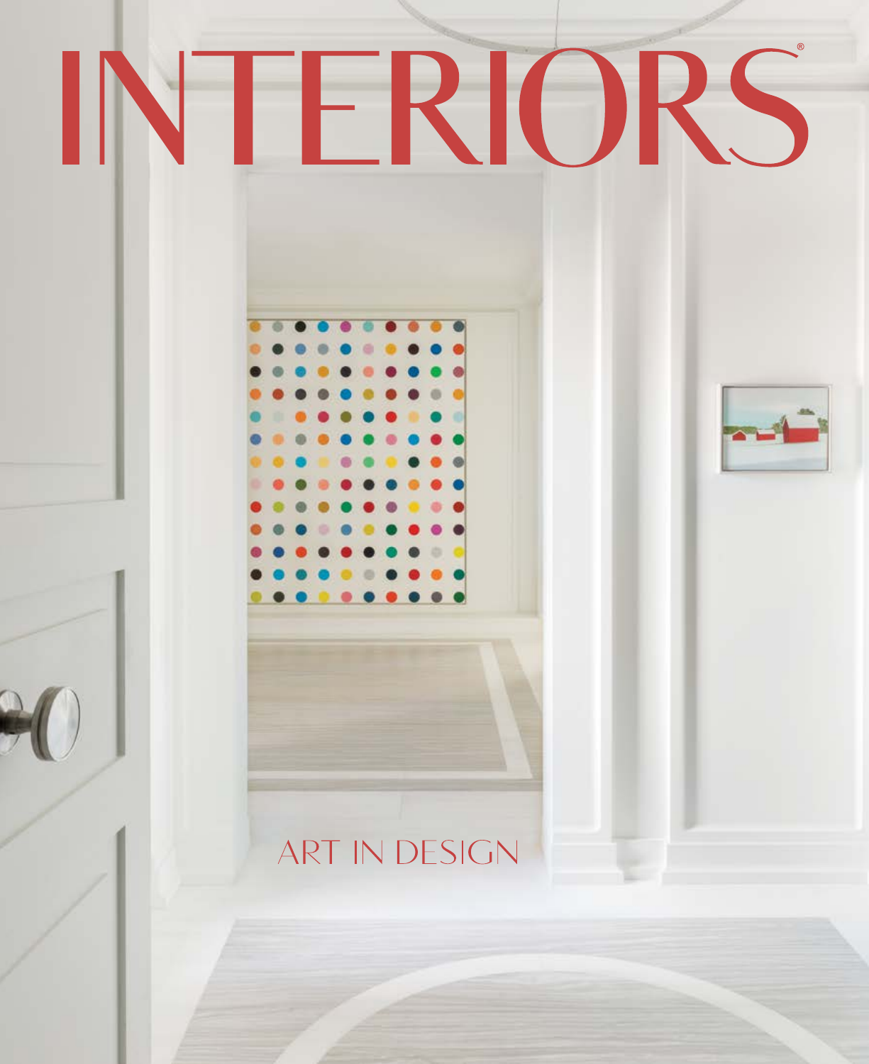# INTERIORS®

ART IN DESIGN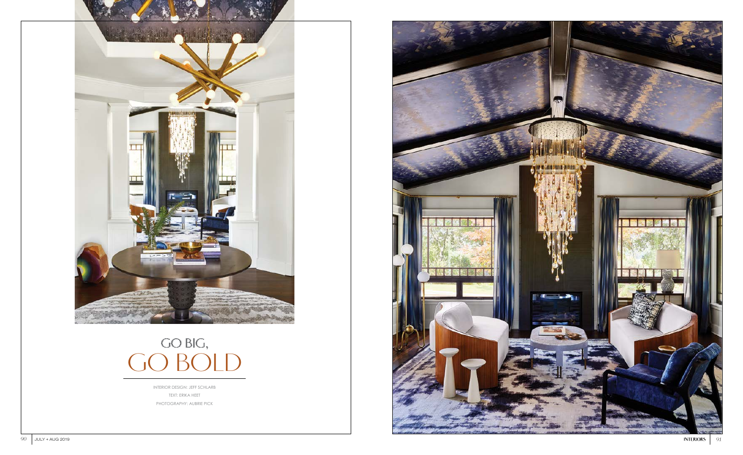# GO BIG,
# GO BOLD

INTERIOR DESIGN: JEFF SCHLARB

TEXT: ERIKA HEET

PHOTOGRAPHY: AUBRIE PICK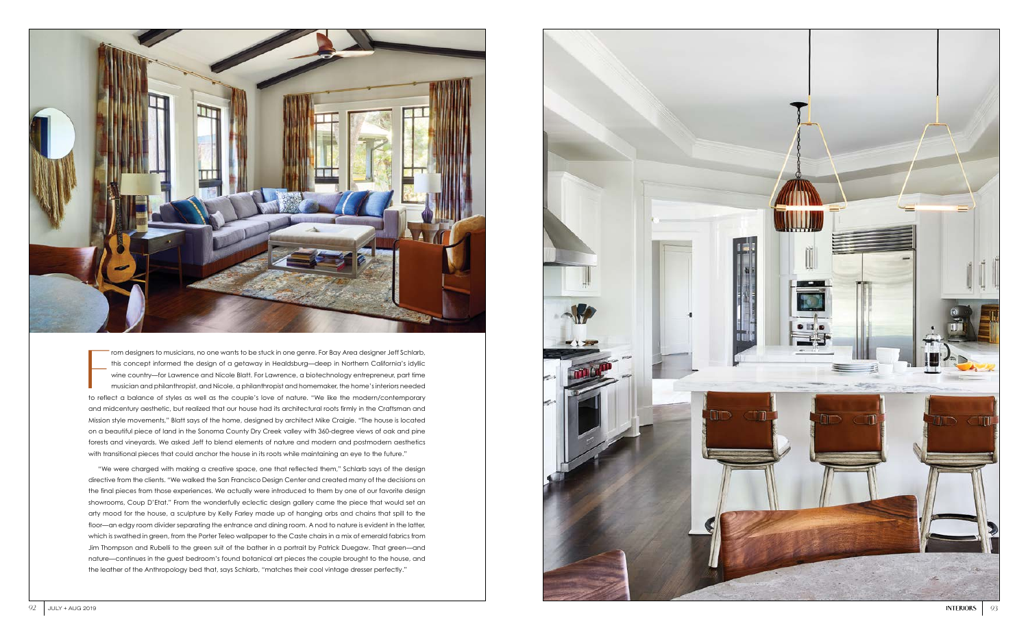From designers to musicians, no one wants to be stuck in one genre. For Bay Area designer Jeff Schlarb, this concept informed the design of a getaway in Healdsburg—deep in Northern California's idyllic wine country—for Lawrence and Nicole Blatt. For Lawrence, a biotechnology entrepreneur, part time musician and philanthropist, and Nicole, a philanthropist and homemaker, the home's interiors needed to reflect a balance of styles as well as the couple's love of nature. "We like the modern/contemporary and midcentury aesthetic, but realized that our house had its architectural roots firmly in the Craftsman and Mission style movements," Blatt says of the home, designed by architect Mike Craigie. "The house is located on a beautiful piece of land in the Sonoma County Dry Creek valley with 360-degree views of oak and pine forests and vineyards. We asked Jeff to blend elements of nature and modern and postmodern aesthetics with transitional pieces that could anchor the house in its roots while maintaining an eye to the future."

"We were charged with making a creative space, one that reflected them," Schlarb says of the design directive from the clients. "We walked the San Francisco Design Center and created many of the decisions on the final pieces from those experiences. We actually were introduced to them by one of our favorite design showrooms, Coup D'Etat." From the wonderfully eclectic design gallery came the piece that would set an arty mood for the house, a sculpture by Kelly Farley made up of hanging orbs and chains that spill to the floor—an edgy room divider separating the entrance and dining room. A nod to nature is evident in the latter, which is swathed in green, from the Porter Teleo wallpaper to the Caste chairs in a mix of emerald fabrics from Jim Thompson and Rubelli to the green suit of the bather in a portrait by Patrick Duegaw. That green—and nature—continues in the guest bedroom's found botanical art pieces the couple brought to the house, and the leather of the Anthropology bed that, says Schlarb, "matches their cool vintage dresser perfectly."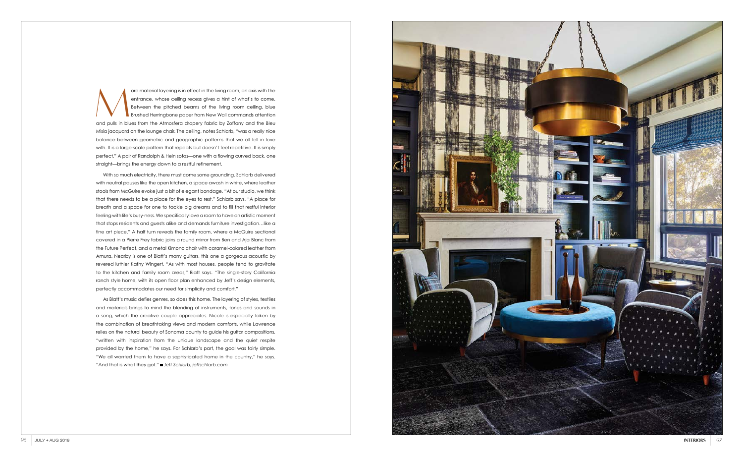More material layering is in effect in the living room, on axis with the entrance, whose ceiling recess gives a hint of what's to come. Between the pitched beams of the living room ceiling, blue Brushed Herringbone paper from New Wall commands attention and pulls in blues from the Atmosfera drapery fabric by Zoffany and the Bleu Misia jacquard on the lounge chair. The ceiling, notes Schlarb, "was a really nice balance between geometric and geographic patterns that we all fell in love with. It is a large-scale pattern that repeats but doesn't feel repetitive. It is simply perfect." A pair of Randolph & Hein sofas—one with a flowing curved back, one straight—brings the energy down to a restful refinement.

With so much electricity, there must come some grounding. Schlarb delivered with neutral pauses like the open kitchen, a space awash in white, where leather stools from McGuire evoke just a bit of elegant bondage. "At our studio, we think that there needs to be a place for the eyes to rest," Schlarb says. "A place for breath and a space for one to tackle big dreams and to fill that restful interior feeling with life's busy-ness. We specifically love a room to have an artistic moment that stops residents and guests alike and demands furniture investigation…like a fine art piece." A half turn reveals the family room, where a McGuire sectional covered in a Pierre Frey fabric joins a round mirror from Ben and Aja Blanc from the Future Perfect, and a metal Kimono chair with caramel-colored leather from Amura. Nearby is one of Blatt's many guitars, this one a gorgeous acoustic by revered luthier Kathy Wingert. "As with most houses, people tend to gravitate to the kitchen and family room areas," Blatt says. "The single-story California ranch style home, with its open floor plan enhanced by Jeff's design elements, perfectly accommodates our need for simplicity and comfort."

As Blatt's music defies genres, so does this home. The layering of styles, textiles and materials brings to mind the blending of instruments, tones and sounds in a song, which the creative couple appreciates. Nicole is especially taken by the combination of breathtaking views and modern comforts, while Lawrence relies on the natural beauty of Sonoma county to guide his guitar compositions, "written with inspiration from the unique landscape and the quiet respite provided by the home," he says. For Schlarb's part, the goal was fairly simple. "We all wanted them to have a sophisticated home in the country," he says. "And that is what they got." ■ *Jeff Schlarb, jeffschlarb.com*